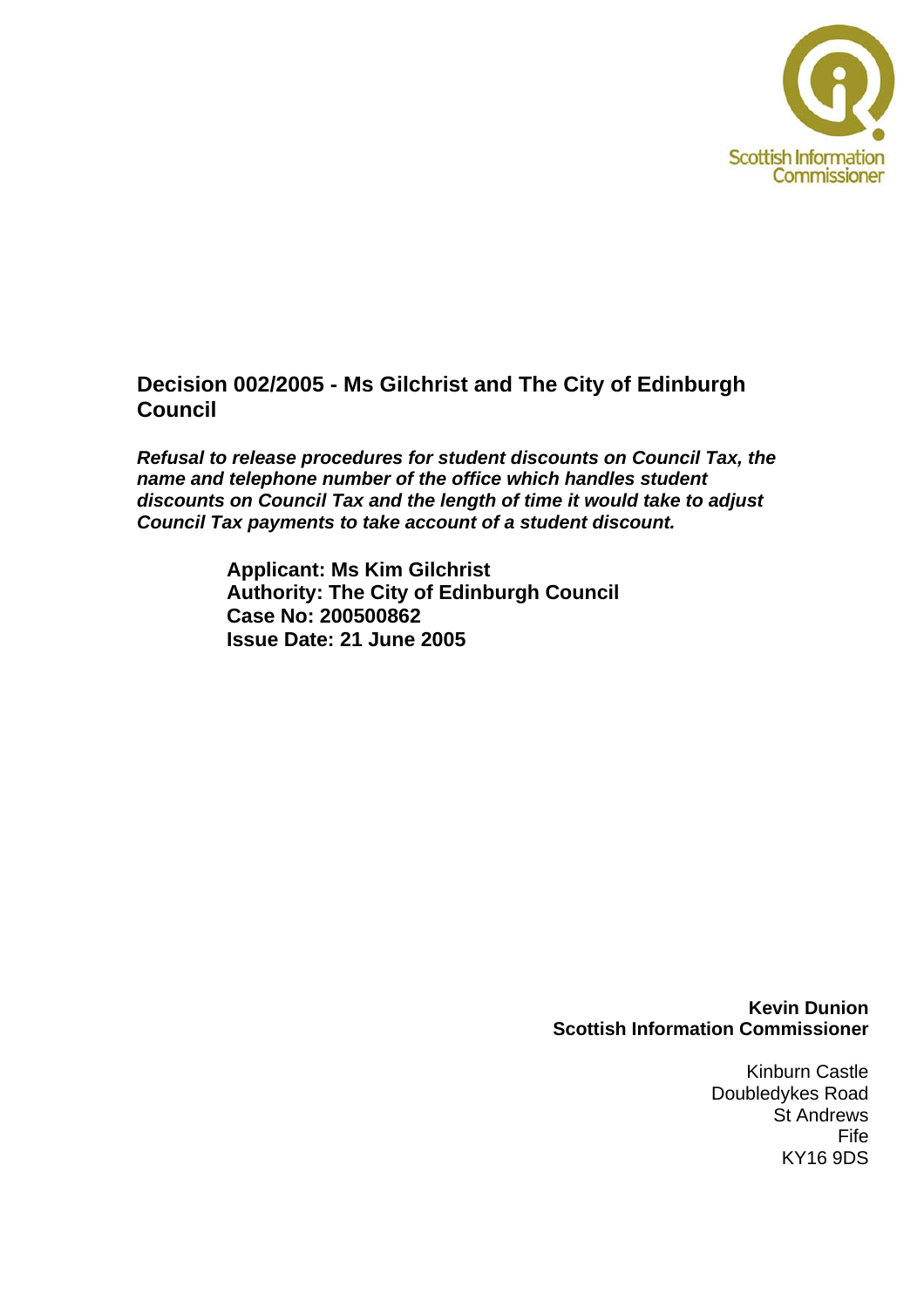Scottish Information Commissioner

# Decision 002/2005 - Ms Gilchrist and The City of Edinburgh Council

***Refusal to release procedures for student discounts on Council Tax, the name and telephone number of the office which handles student discounts on Council Tax and the length of time it would take to adjust Council Tax payments to take account of a student discount.***

**Applicant: Ms Kim Gilchrist**
**Authority: The City of Edinburgh Council**
**Case No: 200500862**
**Issue Date: 21 June 2005**

**Kevin Dunion**
**Scottish Information Commissioner**

Kinburn Castle
Doubledykes Road
St Andrews
Fife
KY16 9DS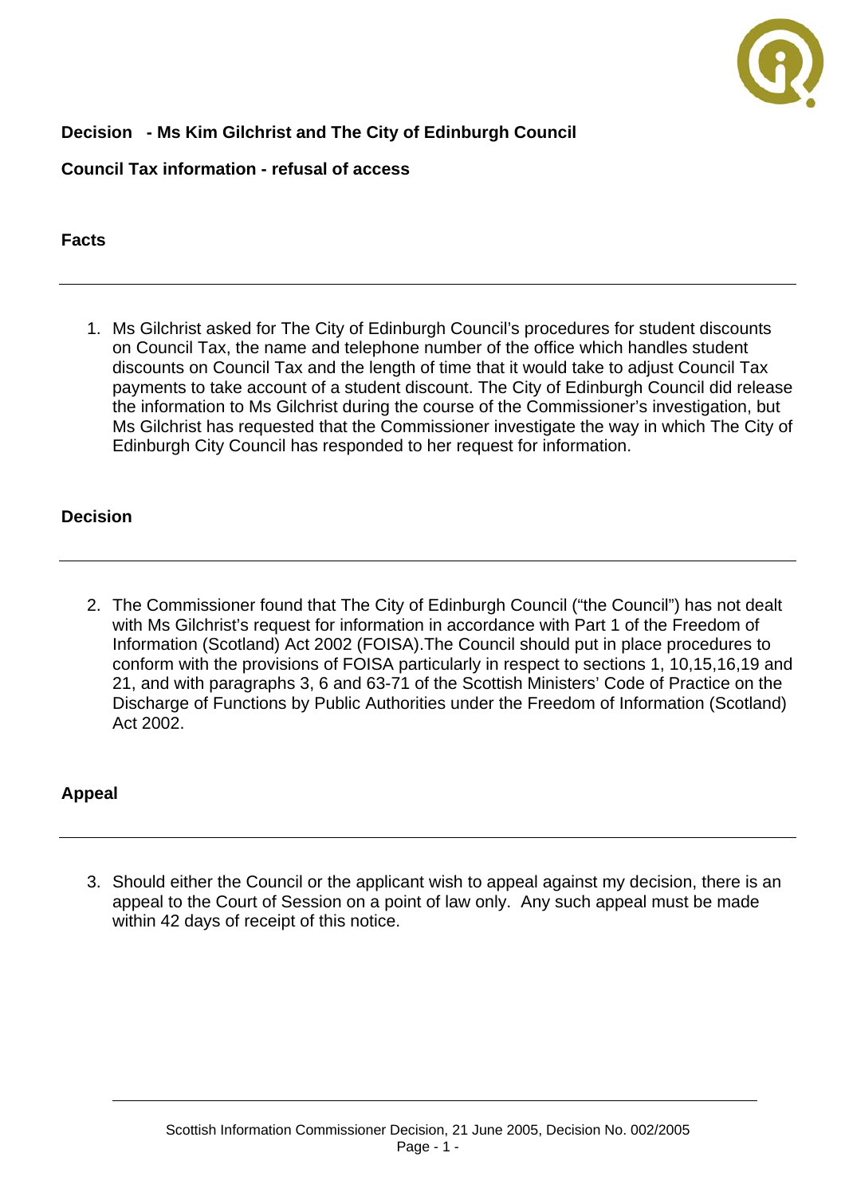**Decision - Ms Kim Gilchrist and The City of Edinburgh Council**

**Council Tax information - refusal of access**

## Facts

1. Ms Gilchrist asked for The City of Edinburgh Council's procedures for student discounts on Council Tax, the name and telephone number of the office which handles student discounts on Council Tax and the length of time that it would take to adjust Council Tax payments to take account of a student discount. The City of Edinburgh Council did release the information to Ms Gilchrist during the course of the Commissioner's investigation, but Ms Gilchrist has requested that the Commissioner investigate the way in which The City of Edinburgh City Council has responded to her request for information.

## Decision

2. The Commissioner found that The City of Edinburgh Council ("the Council") has not dealt with Ms Gilchrist's request for information in accordance with Part 1 of the Freedom of Information (Scotland) Act 2002 (FOISA).The Council should put in place procedures to conform with the provisions of FOISA particularly in respect to sections 1, 10,15,16,19 and 21, and with paragraphs 3, 6 and 63-71 of the Scottish Ministers' Code of Practice on the Discharge of Functions by Public Authorities under the Freedom of Information (Scotland) Act 2002.

## Appeal

3. Should either the Council or the applicant wish to appeal against my decision, there is an appeal to the Court of Session on a point of law only. Any such appeal must be made within 42 days of receipt of this notice.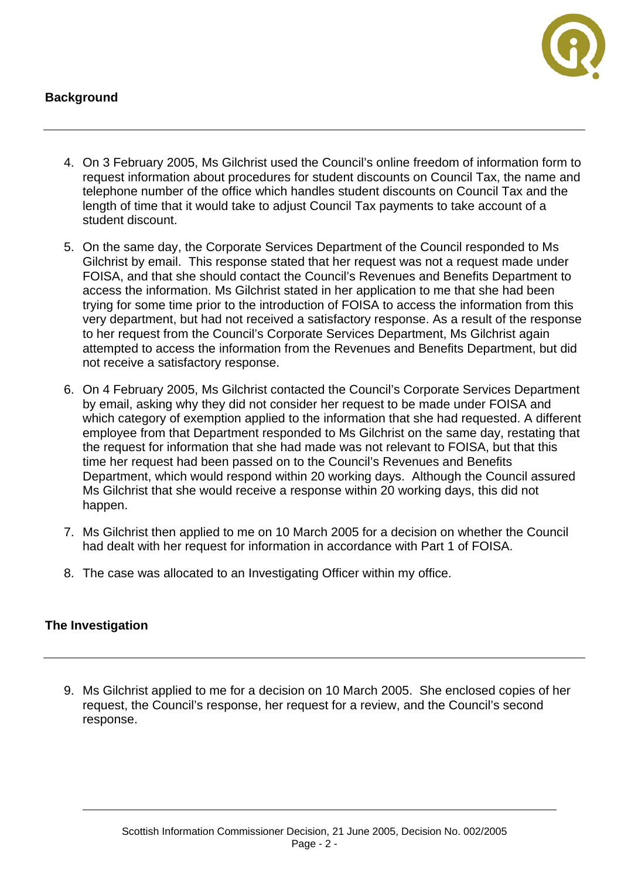## Background

4. On 3 February 2005, Ms Gilchrist used the Council's online freedom of information form to request information about procedures for student discounts on Council Tax, the name and telephone number of the office which handles student discounts on Council Tax and the length of time that it would take to adjust Council Tax payments to take account of a student discount.

5. On the same day, the Corporate Services Department of the Council responded to Ms Gilchrist by email. This response stated that her request was not a request made under FOISA, and that she should contact the Council's Revenues and Benefits Department to access the information. Ms Gilchrist stated in her application to me that she had been trying for some time prior to the introduction of FOISA to access the information from this very department, but had not received a satisfactory response. As a result of the response to her request from the Council's Corporate Services Department, Ms Gilchrist again attempted to access the information from the Revenues and Benefits Department, but did not receive a satisfactory response.

6. On 4 February 2005, Ms Gilchrist contacted the Council's Corporate Services Department by email, asking why they did not consider her request to be made under FOISA and which category of exemption applied to the information that she had requested. A different employee from that Department responded to Ms Gilchrist on the same day, restating that the request for information that she had made was not relevant to FOISA, but that this time her request had been passed on to the Council's Revenues and Benefits Department, which would respond within 20 working days. Although the Council assured Ms Gilchrist that she would receive a response within 20 working days, this did not happen.

7. Ms Gilchrist then applied to me on 10 March 2005 for a decision on whether the Council had dealt with her request for information in accordance with Part 1 of FOISA.

8. The case was allocated to an Investigating Officer within my office.

## The Investigation

9. Ms Gilchrist applied to me for a decision on 10 March 2005. She enclosed copies of her request, the Council's response, her request for a review, and the Council's second response.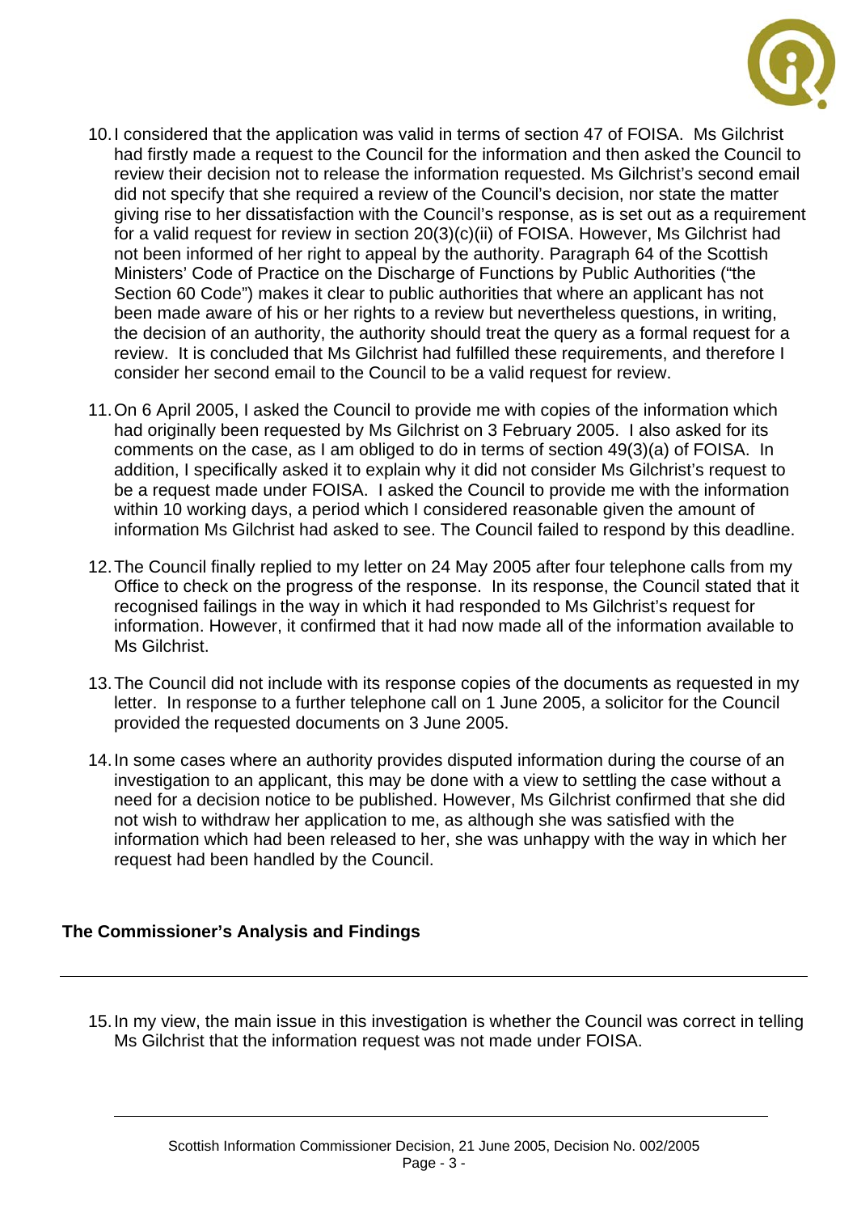10. I considered that the application was valid in terms of section 47 of FOISA. Ms Gilchrist had firstly made a request to the Council for the information and then asked the Council to review their decision not to release the information requested. Ms Gilchrist's second email did not specify that she required a review of the Council's decision, nor state the matter giving rise to her dissatisfaction with the Council's response, as is set out as a requirement for a valid request for review in section 20(3)(c)(ii) of FOISA. However, Ms Gilchrist had not been informed of her right to appeal by the authority. Paragraph 64 of the Scottish Ministers' Code of Practice on the Discharge of Functions by Public Authorities ("the Section 60 Code") makes it clear to public authorities that where an applicant has not been made aware of his or her rights to a review but nevertheless questions, in writing, the decision of an authority, the authority should treat the query as a formal request for a review. It is concluded that Ms Gilchrist had fulfilled these requirements, and therefore I consider her second email to the Council to be a valid request for review.

11. On 6 April 2005, I asked the Council to provide me with copies of the information which had originally been requested by Ms Gilchrist on 3 February 2005. I also asked for its comments on the case, as I am obliged to do in terms of section 49(3)(a) of FOISA. In addition, I specifically asked it to explain why it did not consider Ms Gilchrist's request to be a request made under FOISA. I asked the Council to provide me with the information within 10 working days, a period which I considered reasonable given the amount of information Ms Gilchrist had asked to see. The Council failed to respond by this deadline.

12. The Council finally replied to my letter on 24 May 2005 after four telephone calls from my Office to check on the progress of the response. In its response, the Council stated that it recognised failings in the way in which it had responded to Ms Gilchrist's request for information. However, it confirmed that it had now made all of the information available to Ms Gilchrist.

13. The Council did not include with its response copies of the documents as requested in my letter. In response to a further telephone call on 1 June 2005, a solicitor for the Council provided the requested documents on 3 June 2005.

14. In some cases where an authority provides disputed information during the course of an investigation to an applicant, this may be done with a view to settling the case without a need for a decision notice to be published. However, Ms Gilchrist confirmed that she did not wish to withdraw her application to me, as although she was satisfied with the information which had been released to her, she was unhappy with the way in which her request had been handled by the Council.

## The Commissioner's Analysis and Findings

15. In my view, the main issue in this investigation is whether the Council was correct in telling Ms Gilchrist that the information request was not made under FOISA.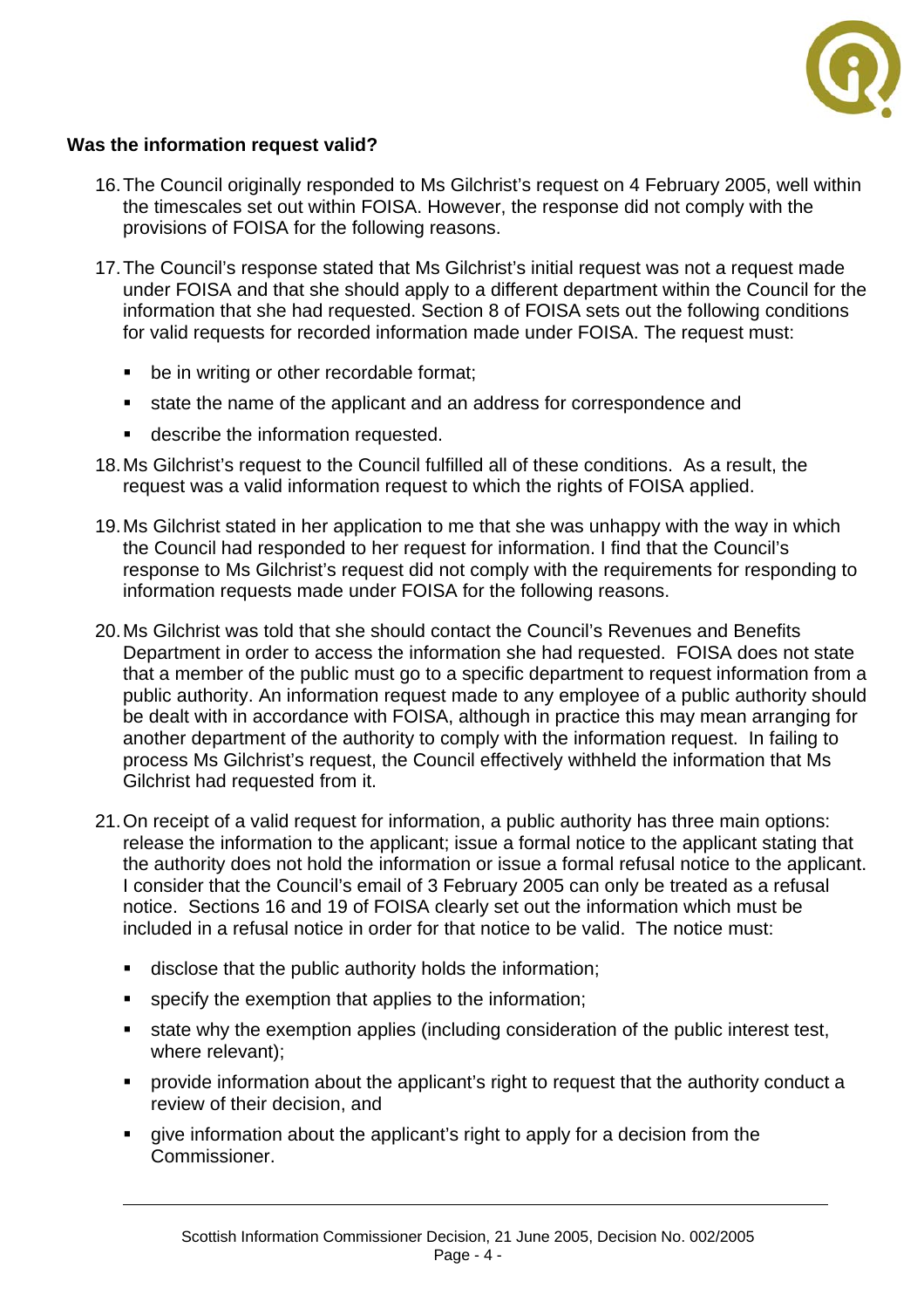**Was the information request valid?**

16. The Council originally responded to Ms Gilchrist's request on 4 February 2005, well within the timescales set out within FOISA. However, the response did not comply with the provisions of FOISA for the following reasons.

17. The Council's response stated that Ms Gilchrist's initial request was not a request made under FOISA and that she should apply to a different department within the Council for the information that she had requested. Section 8 of FOISA sets out the following conditions for valid requests for recorded information made under FOISA. The request must:

    - be in writing or other recordable format;
    - state the name of the applicant and an address for correspondence and
    - describe the information requested.

18. Ms Gilchrist's request to the Council fulfilled all of these conditions. As a result, the request was a valid information request to which the rights of FOISA applied.

19. Ms Gilchrist stated in her application to me that she was unhappy with the way in which the Council had responded to her request for information. I find that the Council's response to Ms Gilchrist's request did not comply with the requirements for responding to information requests made under FOISA for the following reasons.

20. Ms Gilchrist was told that she should contact the Council's Revenues and Benefits Department in order to access the information she had requested. FOISA does not state that a member of the public must go to a specific department to request information from a public authority. An information request made to any employee of a public authority should be dealt with in accordance with FOISA, although in practice this may mean arranging for another department of the authority to comply with the information request. In failing to process Ms Gilchrist's request, the Council effectively withheld the information that Ms Gilchrist had requested from it.

21. On receipt of a valid request for information, a public authority has three main options: release the information to the applicant; issue a formal notice to the applicant stating that the authority does not hold the information or issue a formal refusal notice to the applicant. I consider that the Council's email of 3 February 2005 can only be treated as a refusal notice. Sections 16 and 19 of FOISA clearly set out the information which must be included in a refusal notice in order for that notice to be valid. The notice must:

    - disclose that the public authority holds the information;
    - specify the exemption that applies to the information;
    - state why the exemption applies (including consideration of the public interest test, where relevant);
    - provide information about the applicant's right to request that the authority conduct a review of their decision, and
    - give information about the applicant's right to apply for a decision from the Commissioner.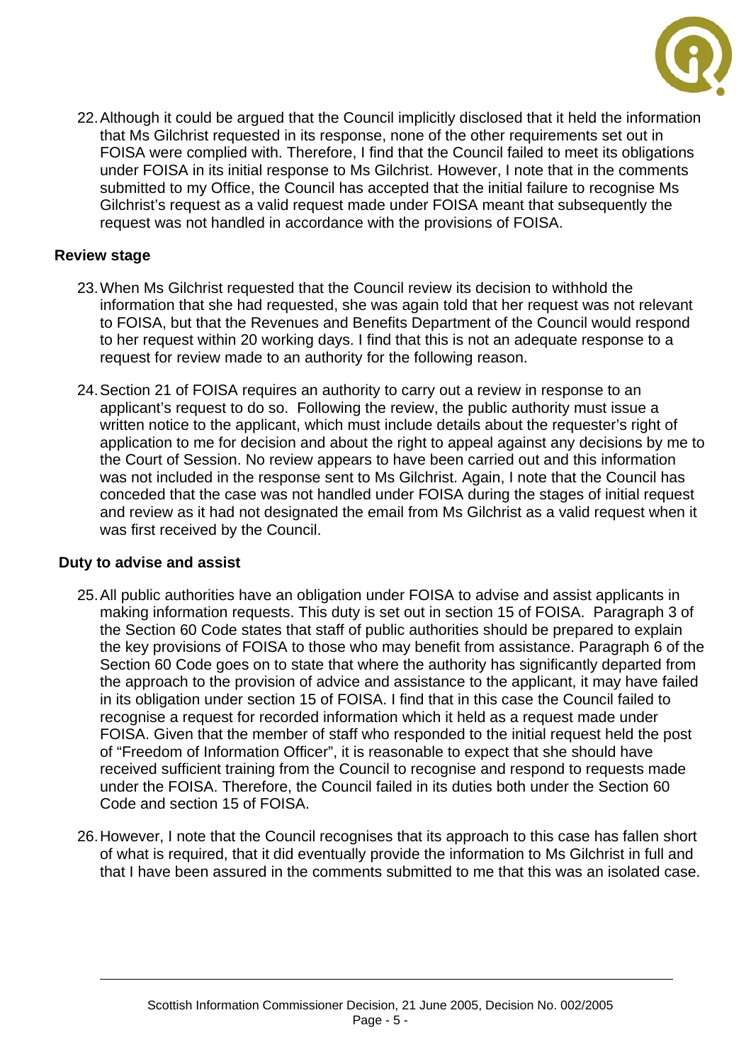22. Although it could be argued that the Council implicitly disclosed that it held the information that Ms Gilchrist requested in its response, none of the other requirements set out in FOISA were complied with. Therefore, I find that the Council failed to meet its obligations under FOISA in its initial response to Ms Gilchrist. However, I note that in the comments submitted to my Office, the Council has accepted that the initial failure to recognise Ms Gilchrist's request as a valid request made under FOISA meant that subsequently the request was not handled in accordance with the provisions of FOISA.

### Review stage

23. When Ms Gilchrist requested that the Council review its decision to withhold the information that she had requested, she was again told that her request was not relevant to FOISA, but that the Revenues and Benefits Department of the Council would respond to her request within 20 working days. I find that this is not an adequate response to a request for review made to an authority for the following reason.

24. Section 21 of FOISA requires an authority to carry out a review in response to an applicant's request to do so. Following the review, the public authority must issue a written notice to the applicant, which must include details about the requester's right of application to me for decision and about the right to appeal against any decisions by me to the Court of Session. No review appears to have been carried out and this information was not included in the response sent to Ms Gilchrist. Again, I note that the Council has conceded that the case was not handled under FOISA during the stages of initial request and review as it had not designated the email from Ms Gilchrist as a valid request when it was first received by the Council.

### Duty to advise and assist

25. All public authorities have an obligation under FOISA to advise and assist applicants in making information requests. This duty is set out in section 15 of FOISA. Paragraph 3 of the Section 60 Code states that staff of public authorities should be prepared to explain the key provisions of FOISA to those who may benefit from assistance. Paragraph 6 of the Section 60 Code goes on to state that where the authority has significantly departed from the approach to the provision of advice and assistance to the applicant, it may have failed in its obligation under section 15 of FOISA. I find that in this case the Council failed to recognise a request for recorded information which it held as a request made under FOISA. Given that the member of staff who responded to the initial request held the post of "Freedom of Information Officer", it is reasonable to expect that she should have received sufficient training from the Council to recognise and respond to requests made under the FOISA. Therefore, the Council failed in its duties both under the Section 60 Code and section 15 of FOISA.

26. However, I note that the Council recognises that its approach to this case has fallen short of what is required, that it did eventually provide the information to Ms Gilchrist in full and that I have been assured in the comments submitted to me that this was an isolated case.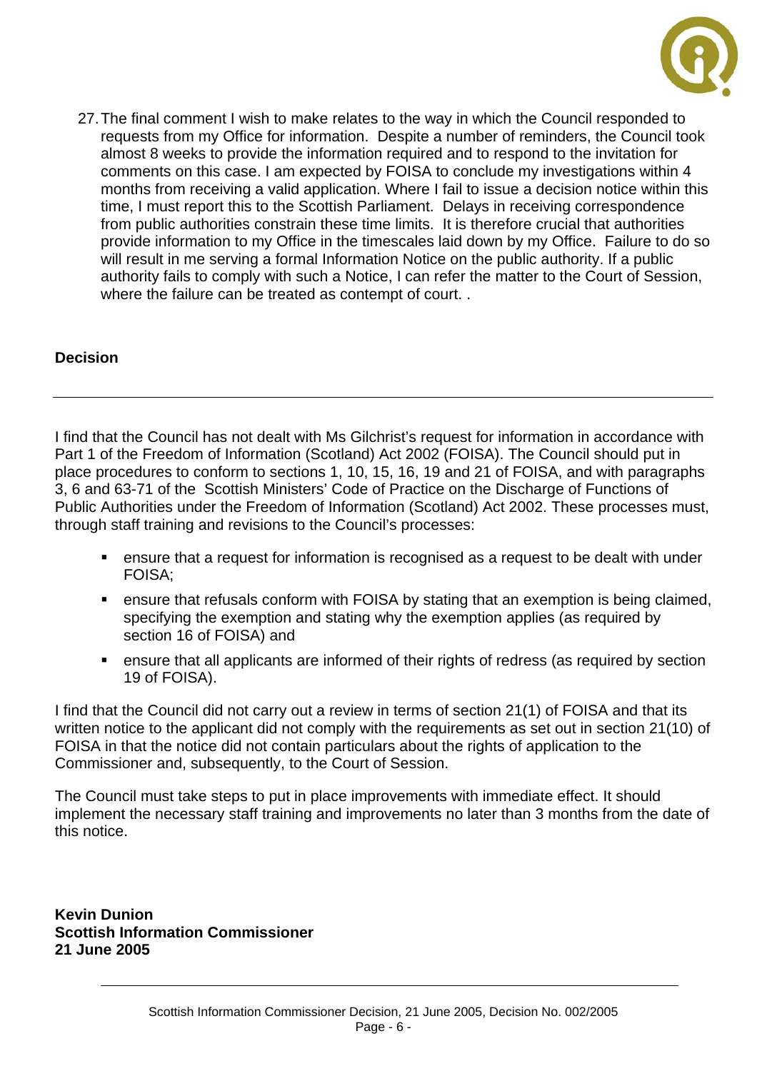27. The final comment I wish to make relates to the way in which the Council responded to requests from my Office for information. Despite a number of reminders, the Council took almost 8 weeks to provide the information required and to respond to the invitation for comments on this case. I am expected by FOISA to conclude my investigations within 4 months from receiving a valid application. Where I fail to issue a decision notice within this time, I must report this to the Scottish Parliament. Delays in receiving correspondence from public authorities constrain these time limits. It is therefore crucial that authorities provide information to my Office in the timescales laid down by my Office. Failure to do so will result in me serving a formal Information Notice on the public authority. If a public authority fails to comply with such a Notice, I can refer the matter to the Court of Session, where the failure can be treated as contempt of court. .

## Decision

I find that the Council has not dealt with Ms Gilchrist's request for information in accordance with Part 1 of the Freedom of Information (Scotland) Act 2002 (FOISA). The Council should put in place procedures to conform to sections 1, 10, 15, 16, 19 and 21 of FOISA, and with paragraphs 3, 6 and 63-71 of the Scottish Ministers' Code of Practice on the Discharge of Functions of Public Authorities under the Freedom of Information (Scotland) Act 2002. These processes must, through staff training and revisions to the Council's processes:

- ensure that a request for information is recognised as a request to be dealt with under FOISA;
- ensure that refusals conform with FOISA by stating that an exemption is being claimed, specifying the exemption and stating why the exemption applies (as required by section 16 of FOISA) and
- ensure that all applicants are informed of their rights of redress (as required by section 19 of FOISA).

I find that the Council did not carry out a review in terms of section 21(1) of FOISA and that its written notice to the applicant did not comply with the requirements as set out in section 21(10) of FOISA in that the notice did not contain particulars about the rights of application to the Commissioner and, subsequently, to the Court of Session.

The Council must take steps to put in place improvements with immediate effect. It should implement the necessary staff training and improvements no later than 3 months from the date of this notice.

**Kevin Dunion**
**Scottish Information Commissioner**
**21 June 2005**